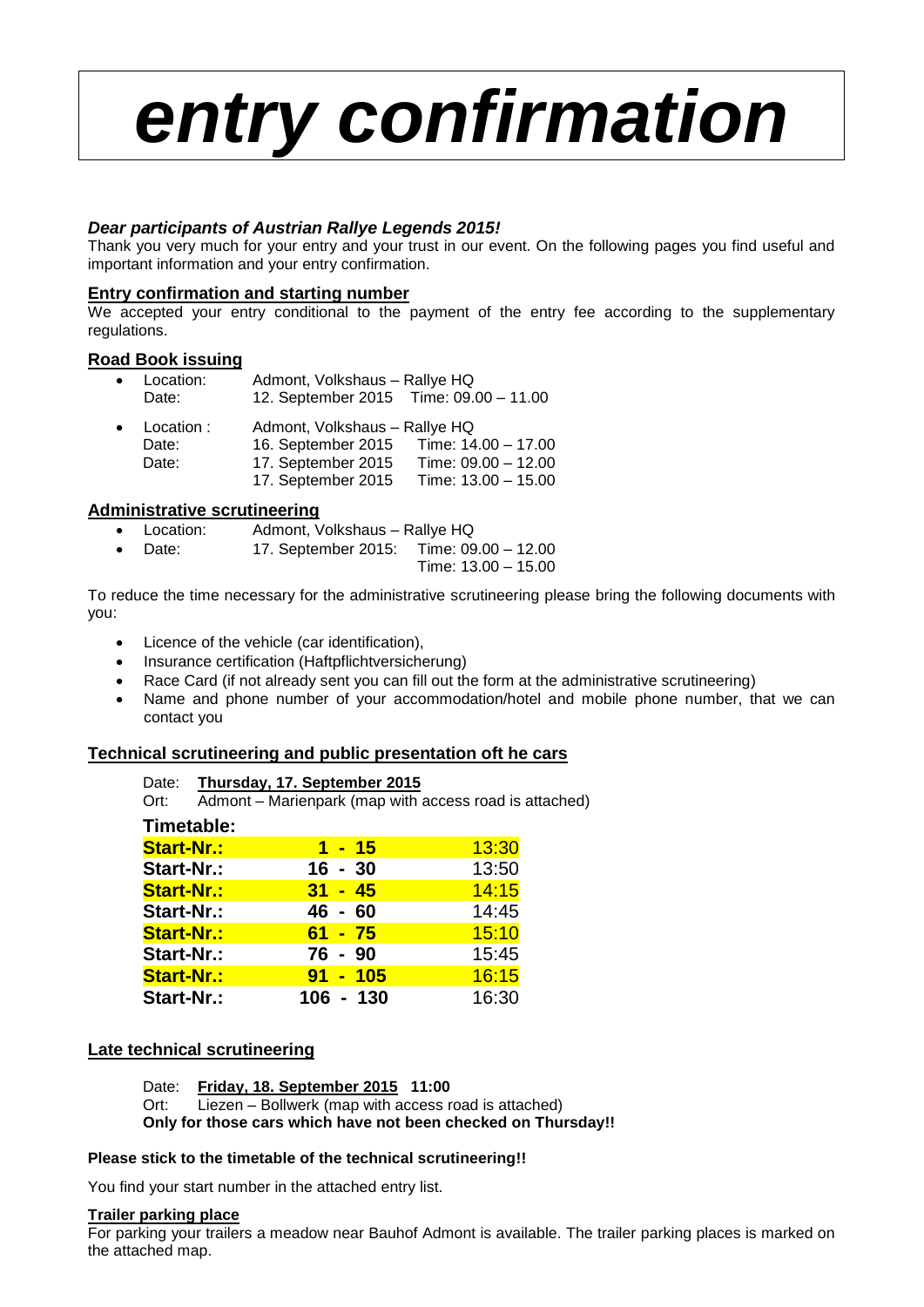# *entry confirmation*

***Dear participants of Austrian Rallye Legends 2015!***

Thank you very much for your entry and your trust in our event. On the following pages you find useful and important information and your entry confirmation.

**Entry confirmation and starting number**

We accepted your entry conditional to the payment of the entry fee according to the supplementary regulations.

**Road Book issuing**

- Location: Admont, Volkshaus – Rallye HQ
  Date: 12. September 2015 Time: 09.00 – 11.00
- Location : Admont, Volkshaus – Rallye HQ
  Date: 16. September 2015 Time: 14.00 – 17.00
  Date: 17. September 2015 Time: 09.00 – 12.00
  17. September 2015 Time: 13.00 – 15.00

**Administrative scrutineering**

- Location: Admont, Volkshaus – Rallye HQ
- Date: 17. September 2015: Time: 09.00 – 12.00
  Time: 13.00 – 15.00

To reduce the time necessary for the administrative scrutineering please bring the following documents with you:

- Licence of the vehicle (car identification),
- Insurance certification (Haftpflichtversicherung)
- Race Card (if not already sent you can fill out the form at the administrative scrutineering)
- Name and phone number of your accommodation/hotel and mobile phone number, that we can contact you

**Technical scrutineering and public presentation oft he cars**

Date: **Thursday, 17. September 2015**
Ort: Admont – Marienpark (map with access road is attached)

**Timetable:**

| | | |
|---|---|---|
| **Start-Nr.:** | **1 - 15** | 13:30 |
| **Start-Nr.:** | **16 - 30** | 13:50 |
| **Start-Nr.:** | **31 - 45** | 14:15 |
| **Start-Nr.:** | **46 - 60** | 14:45 |
| **Start-Nr.:** | **61 - 75** | 15:10 |
| **Start-Nr.:** | **76 - 90** | 15:45 |
| **Start-Nr.:** | **91 - 105** | 16:15 |
| **Start-Nr.:** | **106 - 130** | 16:30 |

**Late technical scrutineering**

Date: **Friday, 18. September 2015 11:00**
Ort: Liezen – Bollwerk (map with access road is attached)
**Only for those cars which have not been checked on Thursday!!**

**Please stick to the timetable of the technical scrutineering!!**

You find your start number in the attached entry list.

**Trailer parking place**

For parking your trailers a meadow near Bauhof Admont is available. The trailer parking places is marked on the attached map.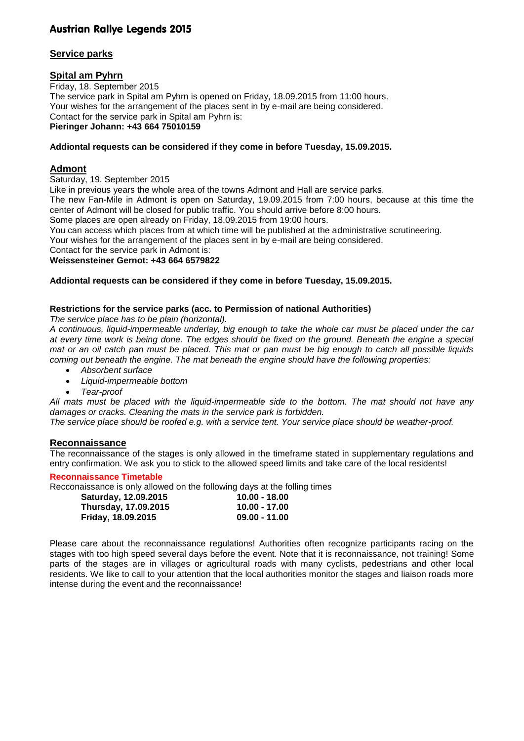# Austrian Rallye Legends 2015

## Service parks

### Spital am Pyhrn

Friday, 18. September 2015
The service park in Spital am Pyhrn is opened on Friday, 18.09.2015 from 11:00 hours.
Your wishes for the arrangement of the places sent in by e-mail are being considered.
Contact for the service park in Spital am Pyhrn is:
**Pieringer Johann: +43 664 75010159**

**Addiontal requests can be considered if they come in before Tuesday, 15.09.2015.**

### Admont

Saturday, 19. September 2015
Like in previous years the whole area of the towns Admont and Hall are service parks.
The new Fan-Mile in Admont is open on Saturday, 19.09.2015 from 7:00 hours, because at this time the center of Admont will be closed for public traffic. You should arrive before 8:00 hours.
Some places are open already on Friday, 18.09.2015 from 19:00 hours.
You can access which places from at which time will be published at the administrative scrutineering.
Your wishes for the arrangement of the places sent in by e-mail are being considered.
Contact for the service park in Admont is:
**Weissensteiner Gernot: +43 664 6579822**

**Addiontal requests can be considered if they come in before Tuesday, 15.09.2015.**

**Restrictions for the service parks (acc. to Permission of national Authorities)**

*The service place has to be plain (horizontal).*

*A continuous, liquid-impermeable underlay, big enough to take the whole car must be placed under the car at every time work is being done. The edges should be fixed on the ground. Beneath the engine a special mat or an oil catch pan must be placed. This mat or pan must be big enough to catch all possible liquids coming out beneath the engine. The mat beneath the engine should have the following properties:*

- *Absorbent surface*
- *Liquid-impermeable bottom*
- *Tear-proof*

*All mats must be placed with the liquid-impermeable side to the bottom. The mat should not have any damages or cracks. Cleaning the mats in the service park is forbidden.*

*The service place should be roofed e.g. with a service tent. Your service place should be weather-proof.*

## Reconnaissance

The reconnaissance of the stages is only allowed in the timeframe stated in supplementary regulations and entry confirmation. We ask you to stick to the allowed speed limits and take care of the local residents!

**Reconnaissance Timetable**

Recconaissance is only allowed on the following days at the folling times

| | |
|---|---|
| **Saturday, 12.09.2015** | **10.00 - 18.00** |
| **Thursday, 17.09.2015** | **10.00 - 17.00** |
| **Friday, 18.09.2015** | **09.00 - 11.00** |

Please care about the reconnaissance regulations! Authorities often recognize participants racing on the stages with too high speed several days before the event. Note that it is reconnaissance, not training! Some parts of the stages are in villages or agricultural roads with many cyclists, pedestrians and other local residents. We like to call to your attention that the local authorities monitor the stages and liaison roads more intense during the event and the reconnaissance!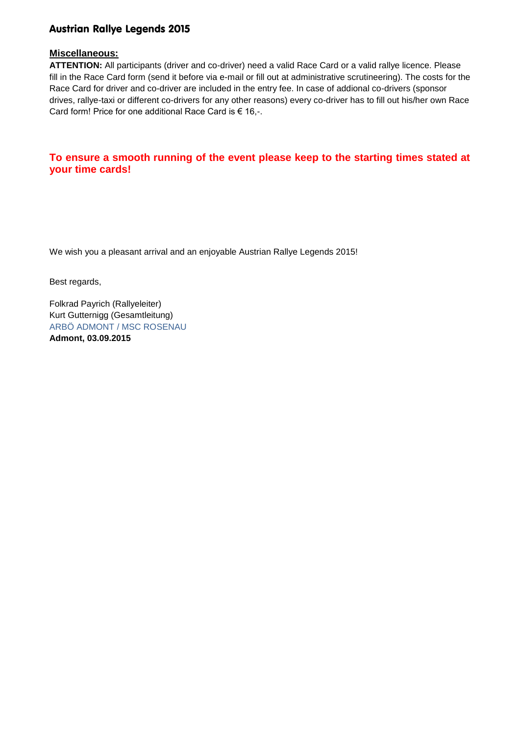## Austrian Rallye Legends 2015

**Miscellaneous:**

**ATTENTION:** All participants (driver and co-driver) need a valid Race Card or a valid rallye licence. Please fill in the Race Card form (send it before via e-mail or fill out at administrative scrutineering). The costs for the Race Card for driver and co-driver are included in the entry fee. In case of addional co-drivers (sponsor drives, rallye-taxi or different co-drivers for any other reasons) every co-driver has to fill out his/her own Race Card form! Price for one additional Race Card is € 16,-.

**To ensure a smooth running of the event please keep to the starting times stated at your time cards!**

We wish you a pleasant arrival and an enjoyable Austrian Rallye Legends 2015!

Best regards,

Folkrad Payrich (Rallyeleiter)
Kurt Gutternigg (Gesamtleitung)
ARBÖ ADMONT / MSC ROSENAU
**Admont, 03.09.2015**